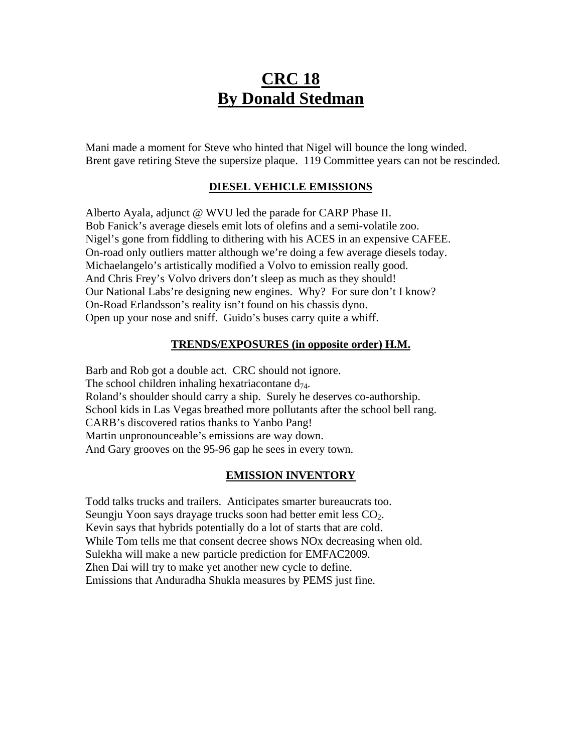# CRC 18
# By Donald Stedman

Mani made a moment for Steve who hinted that Nigel will bounce the long winded.
Brent gave retiring Steve the supersize plaque. 119 Committee years can not be rescinded.

## DIESEL VEHICLE EMISSIONS

Alberto Ayala, adjunct @ WVU led the parade for CARP Phase II.
Bob Fanick's average diesels emit lots of olefins and a semi-volatile zoo.
Nigel's gone from fiddling to dithering with his ACES in an expensive CAFEE.
On-road only outliers matter although we're doing a few average diesels today.
Michaelangelo's artistically modified a Volvo to emission really good.
And Chris Frey's Volvo drivers don't sleep as much as they should!
Our National Labs're designing new engines. Why? For sure don't I know?
On-Road Erlandsson's reality isn't found on his chassis dyno.
Open up your nose and sniff. Guido's buses carry quite a whiff.

## TRENDS/EXPOSURES (in opposite order) H.M.

Barb and Rob got a double act. CRC should not ignore.
The school children inhaling hexatriacontane $d_{74}$.
Roland's shoulder should carry a ship. Surely he deserves co-authorship.
School kids in Las Vegas breathed more pollutants after the school bell rang.
CARB's discovered ratios thanks to Yanbo Pang!
Martin unpronounceable's emissions are way down.
And Gary grooves on the 95-96 gap he sees in every town.

## EMISSION INVENTORY

Todd talks trucks and trailers. Anticipates smarter bureaucrats too.
Seungju Yoon says drayage trucks soon had better emit less $CO_2$.
Kevin says that hybrids potentially do a lot of starts that are cold.
While Tom tells me that consent decree shows NOx decreasing when old.
Sulekha will make a new particle prediction for EMFAC2009.
Zhen Dai will try to make yet another new cycle to define.
Emissions that Anduradha Shukla measures by PEMS just fine.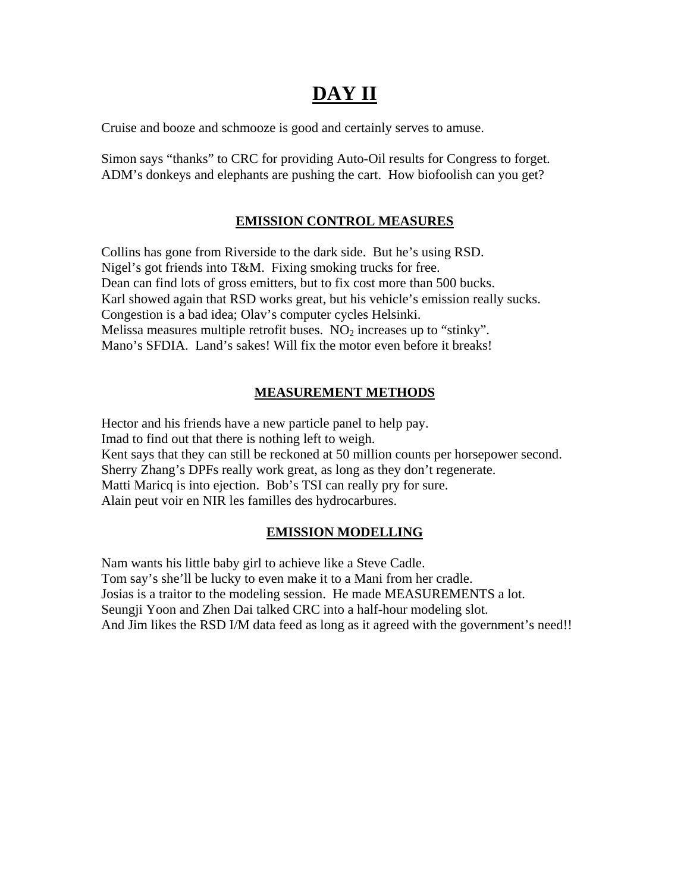# DAY II

Cruise and booze and schmooze is good and certainly serves to amuse.

Simon says "thanks" to CRC for providing Auto-Oil results for Congress to forget.
ADM's donkeys and elephants are pushing the cart. How biofoolish can you get?

## EMISSION CONTROL MEASURES

Collins has gone from Riverside to the dark side. But he's using RSD.
Nigel's got friends into T&M. Fixing smoking trucks for free.
Dean can find lots of gross emitters, but to fix cost more than 500 bucks.
Karl showed again that RSD works great, but his vehicle's emission really sucks.
Congestion is a bad idea; Olav's computer cycles Helsinki.
Melissa measures multiple retrofit buses. $NO_2$ increases up to "stinky".
Mano's SFDIA. Land's sakes! Will fix the motor even before it breaks!

## MEASUREMENT METHODS

Hector and his friends have a new particle panel to help pay.
Imad to find out that there is nothing left to weigh.
Kent says that they can still be reckoned at 50 million counts per horsepower second.
Sherry Zhang's DPFs really work great, as long as they don't regenerate.
Matti Maricq is into ejection. Bob's TSI can really pry for sure.
Alain peut voir en NIR les familles des hydrocarbures.

## EMISSION MODELLING

Nam wants his little baby girl to achieve like a Steve Cadle.
Tom say's she'll be lucky to even make it to a Mani from her cradle.
Josias is a traitor to the modeling session. He made MEASUREMENTS a lot.
Seungji Yoon and Zhen Dai talked CRC into a half-hour modeling slot.
And Jim likes the RSD I/M data feed as long as it agreed with the government's need!!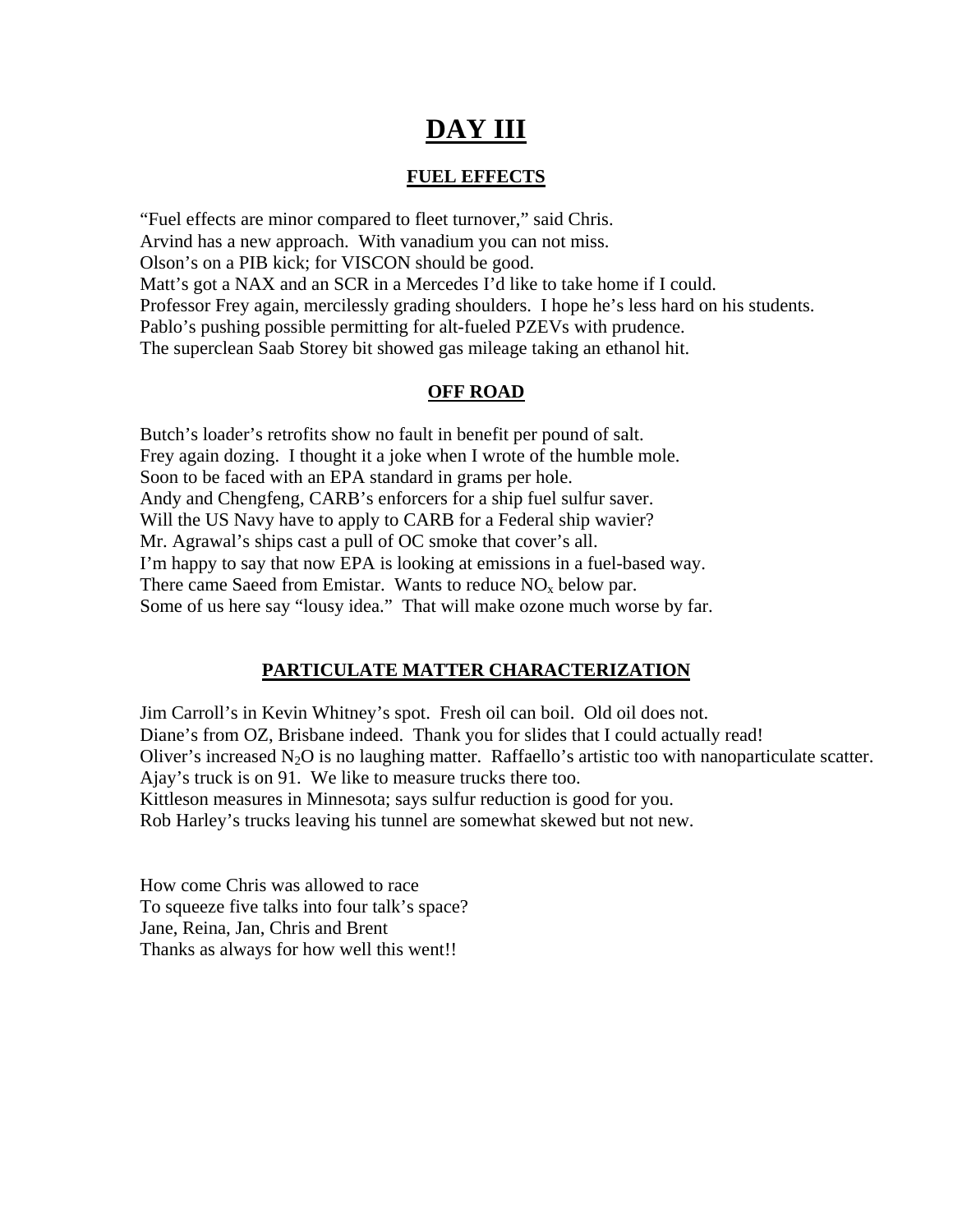# DAY III

## FUEL EFFECTS

"Fuel effects are minor compared to fleet turnover," said Chris.
Arvind has a new approach. With vanadium you can not miss.
Olson's on a PIB kick; for VISCON should be good.
Matt's got a NAX and an SCR in a Mercedes I'd like to take home if I could.
Professor Frey again, mercilessly grading shoulders. I hope he's less hard on his students.
Pablo's pushing possible permitting for alt-fueled PZEVs with prudence.
The superclean Saab Storey bit showed gas mileage taking an ethanol hit.

## OFF ROAD

Butch's loader's retrofits show no fault in benefit per pound of salt.
Frey again dozing. I thought it a joke when I wrote of the humble mole.
Soon to be faced with an EPA standard in grams per hole.
Andy and Chengfeng, CARB's enforcers for a ship fuel sulfur saver.
Will the US Navy have to apply to CARB for a Federal ship wavier?
Mr. Agrawal's ships cast a pull of OC smoke that cover's all.
I'm happy to say that now EPA is looking at emissions in a fuel-based way.
There came Saeed from Emistar. Wants to reduce $NO_x$ below par.
Some of us here say "lousy idea." That will make ozone much worse by far.

## PARTICULATE MATTER CHARACTERIZATION

Jim Carroll's in Kevin Whitney's spot. Fresh oil can boil. Old oil does not.
Diane's from OZ, Brisbane indeed. Thank you for slides that I could actually read!
Oliver's increased $N_2O$ is no laughing matter. Raffaello's artistic too with nanoparticulate scatter.
Ajay's truck is on 91. We like to measure trucks there too.
Kittleson measures in Minnesota; says sulfur reduction is good for you.
Rob Harley's trucks leaving his tunnel are somewhat skewed but not new.

How come Chris was allowed to race
To squeeze five talks into four talk's space?
Jane, Reina, Jan, Chris and Brent
Thanks as always for how well this went!!